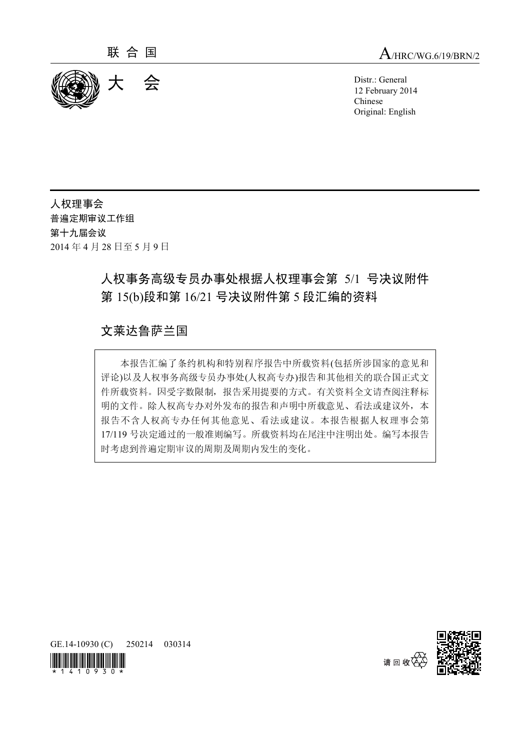联合国

A/HRC/WG.6/19/BRN/2

# 大 会

Distr.: General
12 February 2014
Chinese
Original: English

人权理事会
普遍定期审议工作组
第十九届会议
2014 年 4 月 28 日至 5 月 9 日

## 人权事务高级专员办事处根据人权理事会第 5/1 号决议附件第 15(b)段和第 16/21 号决议附件第 5 段汇编的资料

## 文莱达鲁萨兰国

本报告汇编了条约机构和特别程序报告中所载资料(包括所涉国家的意见和评论)以及人权事务高级专员办事处(人权高专办)报告和其他相关的联合国正式文件所载资料。因受字数限制，报告采用提要的方式。有关资料全文请查阅注释标明的文件。除人权高专办对外发布的报告和声明中所载意见、看法或建议外，本报告不含人权高专办任何其他意见、看法或建议。本报告根据人权理事会第 17/119 号决定通过的一般准则编写。所载资料均在尾注中注明出处。编写本报告时考虑到普遍定期审议的周期及周期内发生的变化。

GE.14-10930 (C) 250214 030314

请回收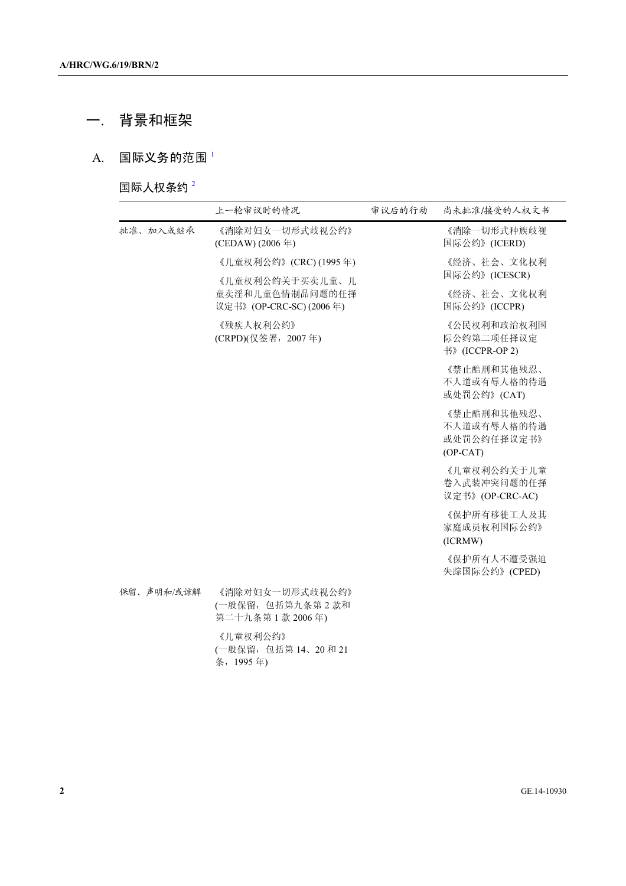# 一. 背景和框架

## A. 国际义务的范围 [1]

### 国际人权条约 [2]

| | 上一轮审议时的情况 | 审议后的行动 | 尚未批准/接受的人权文书 |
|---|---|---|---|
| 批准、加入或继承 | 《消除对妇女一切形式歧视公约》(CEDAW) (2006 年)<br><br>《儿童权利公约》(CRC) (1995 年)<br><br>《儿童权利公约关于买卖儿童、儿童卖淫和儿童色情制品问题的任择议定书》(OP-CRC-SC) (2006 年)<br><br>《残疾人权利公约》(CRPD)(仅签署，2007 年) | | 《消除一切形式种族歧视国际公约》(ICERD)<br><br>《经济、社会、文化权利国际公约》(ICESCR)<br><br>《经济、社会、文化权利国际公约》(ICCPR)<br><br>《公民权利和政治权利国际公约第二项任择议定书》(ICCPR-OP 2)<br><br>《禁止酷刑和其他残忍、不人道或有辱人格的待遇或处罚公约》(CAT)<br><br>《禁止酷刑和其他残忍、不人道或有辱人格的待遇或处罚公约任择议定书》(OP-CAT)<br><br>《儿童权利公约关于儿童卷入武装冲突问题的任择议定书》(OP-CRC-AC)<br><br>《保护所有移徙工人及其家庭成员权利国际公约》(ICRMW)<br><br>《保护所有人不遭受强迫失踪国际公约》(CPED) |
| 保留、声明和/或谅解 | 《消除对妇女一切形式歧视公约》(一般保留，包括第九条第 2 款和第二十九条第 1 款 2006 年)<br><br>《儿童权利公约》(一般保留，包括第 14、20 和 21 条，1995 年) | | |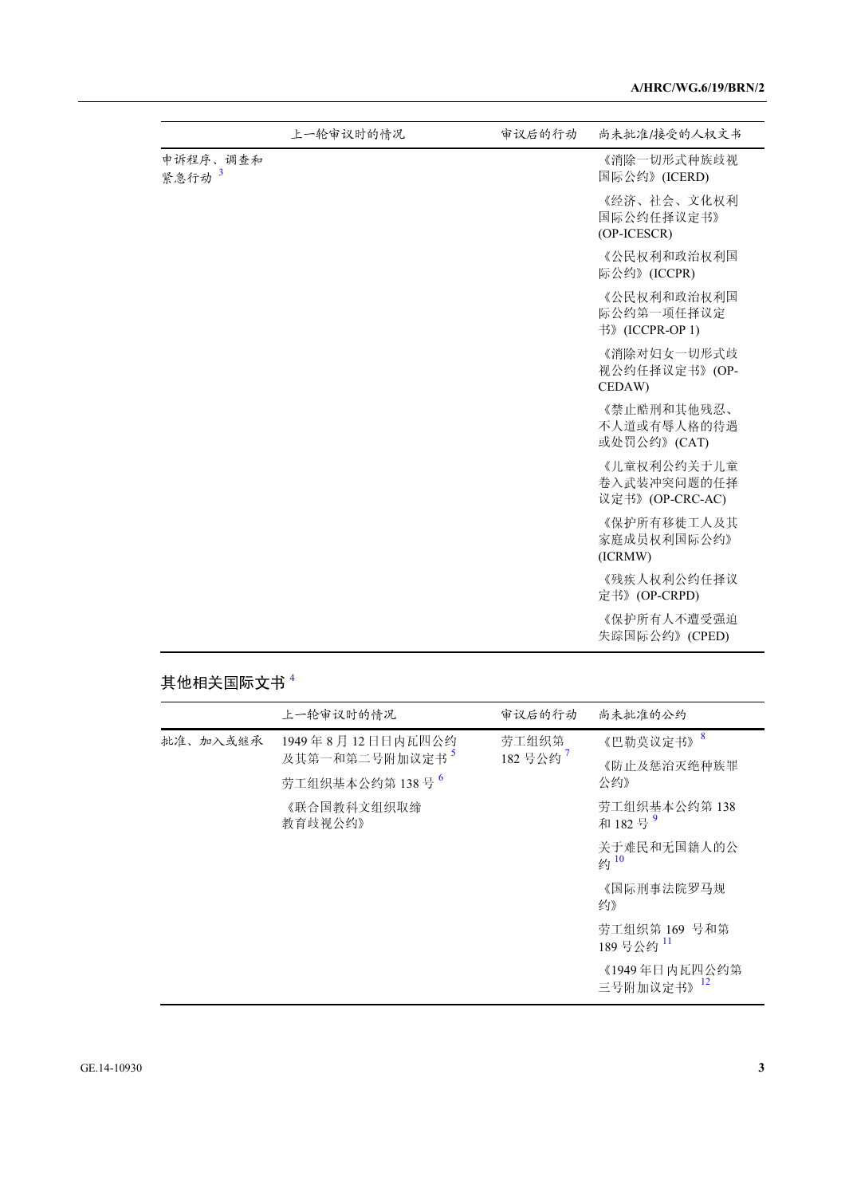| | 上一轮审议时的情况 | 审议后的行动 | 尚未批准/接受的人权文书 |
|---|---|---|---|
| 申诉程序、调查和紧急行动 [3] | | | 《消除一切形式种族歧视国际公约》(ICERD)<br>《经济、社会、文化权利国际公约任择议定书》(OP-ICESCR)<br>《公民权利和政治权利国际公约》(ICCPR)<br>《公民权利和政治权利国际公约第一项任择议定书》(ICCPR-OP 1)<br>《消除对妇女一切形式歧视公约任择议定书》(OP-CEDAW)<br>《禁止酷刑和其他残忍、不人道或有辱人格的待遇或处罚公约》(CAT)<br>《儿童权利公约关于儿童卷入武装冲突问题的任择议定书》(OP-CRC-AC)<br>《保护所有移徙工人及其家庭成员权利国际公约》(ICRMW)<br>《残疾人权利公约任择议定书》(OP-CRPD)<br>《保护所有人不遭受强迫失踪国际公约》(CPED) |

## 其他相关国际文书 [4]

| | 上一轮审议时的情况 | 审议后的行动 | 尚未批准的公约 |
|---|---|---|---|
| 批准、加入或继承 | 1949 年 8 月 12 日日内瓦四公约及其第一和第二号附加议定书 [5]<br>劳工组织基本公约第 138 号 [6]<br>《联合国教科文组织取缔教育歧视公约》 | 劳工组织第 182 号公约 [7] | 《巴勒莫议定书》 [8]<br>《防止及惩治灭绝种族罪公约》<br>劳工组织基本公约第 138 和 182 号 [9]<br>关于难民和无国籍人的公约 [10]<br>《国际刑事法院罗马规约》<br>劳工组织第 169 号和第 189 号公约 [11]<br>《1949 年日内瓦四公约第三号附加议定书》 [12] |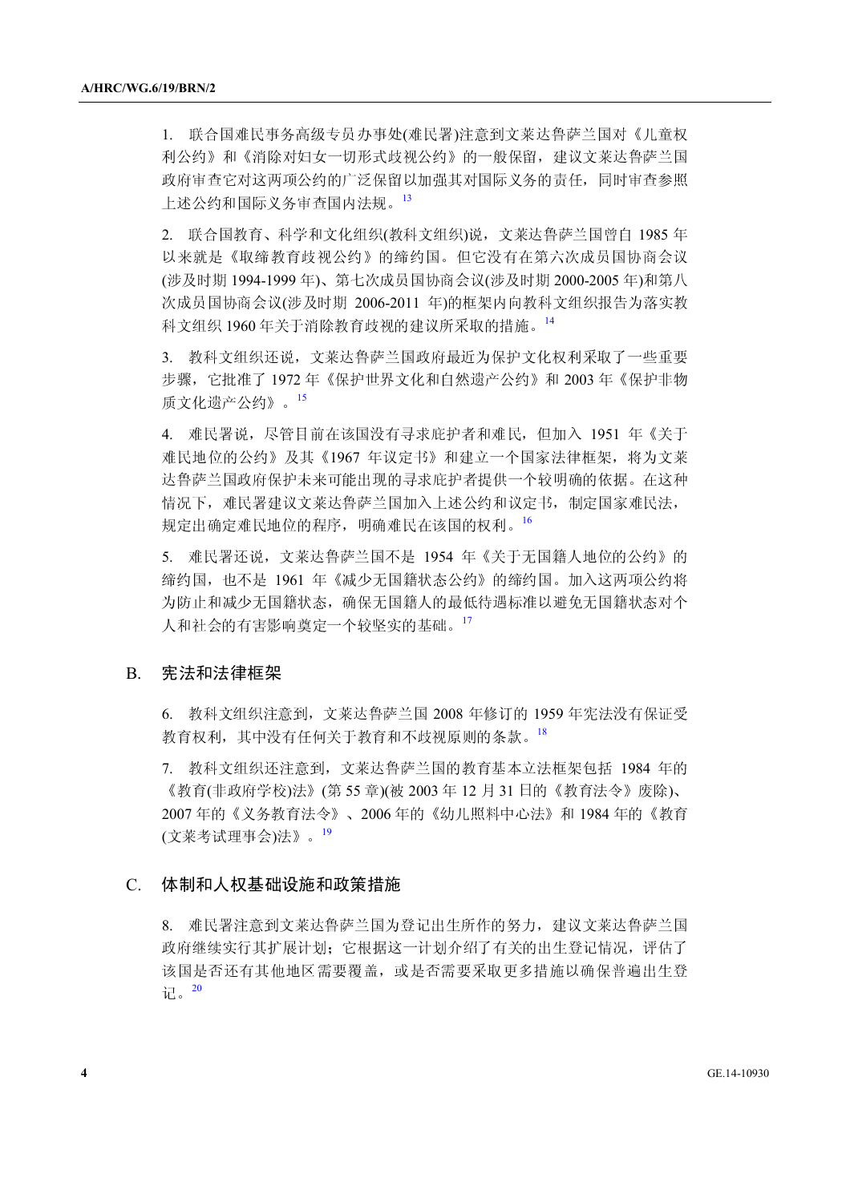1. 联合国难民事务高级专员办事处(难民署)注意到文莱达鲁萨兰国对《儿童权利公约》和《消除对妇女一切形式歧视公约》的一般保留，建议文莱达鲁萨兰国政府审查它对这两项公约的广泛保留以加强其对国际义务的责任，同时审查参照上述公约和国际义务审查国内法规。[13]

2. 联合国教育、科学和文化组织(教科文组织)说，文莱达鲁萨兰国曾自 1985 年以来就是《取缔教育歧视公约》的缔约国。但它没有在第六次成员国协商会议(涉及时期 1994-1999 年)、第七次成员国协商会议(涉及时期 2000-2005 年)和第八次成员国协商会议(涉及时期 2006-2011 年)的框架内向教科文组织报告为落实教科文组织 1960 年关于消除教育歧视的建议所采取的措施。[14]

3. 教科文组织还说，文莱达鲁萨兰国政府最近为保护文化权利采取了一些重要步骤，它批准了 1972 年《保护世界文化和自然遗产公约》和 2003 年《保护非物质文化遗产公约》。[15]

4. 难民署说，尽管目前在该国没有寻求庇护者和难民，但加入 1951 年《关于难民地位的公约》及其《1967 年议定书》和建立一个国家法律框架，将为文莱达鲁萨兰国政府保护未来可能出现的寻求庇护者提供一个较明确的依据。在这种情况下，难民署建议文莱达鲁萨兰国加入上述公约和议定书，制定国家难民法，规定出确定难民地位的程序，明确难民在该国的权利。[16]

5. 难民署还说，文莱达鲁萨兰国不是 1954 年《关于无国籍人地位的公约》的缔约国，也不是 1961 年《减少无国籍状态公约》的缔约国。加入这两项公约将为防止和减少无国籍状态，确保无国籍人的最低待遇标准以避免无国籍状态对个人和社会的有害影响奠定一个较坚实的基础。[17]

## B. 宪法和法律框架

6. 教科文组织注意到，文莱达鲁萨兰国 2008 年修订的 1959 年宪法没有保证受教育权利，其中没有任何关于教育和不歧视原则的条款。[18]

7. 教科文组织还注意到，文莱达鲁萨兰国的教育基本立法框架包括 1984 年的《教育(非政府学校)法》(第 55 章)(被 2003 年 12 月 31 日的《教育法令》废除)、2007 年的《义务教育法令》、2006 年的《幼儿照料中心法》和 1984 年的《教育(文莱考试理事会)法》。[19]

## C. 体制和人权基础设施和政策措施

8. 难民署注意到文莱达鲁萨兰国为登记出生所作的努力，建议文莱达鲁萨兰国政府继续实行其扩展计划；它根据这一计划介绍了有关的出生登记情况，评估了该国是否还有其他地区需要覆盖，或是否需要采取更多措施以确保普遍出生登记。[20]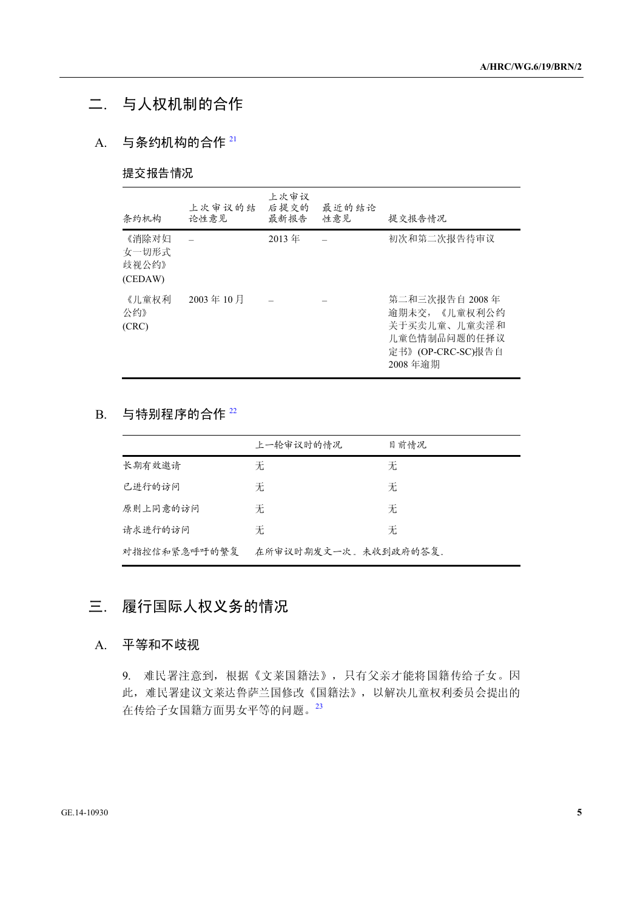# 二. 与人权机制的合作

## A. 与条约机构的合作 [21]

### 提交报告情况

| 条约机构 | 上次审议的结论性意见 | 上次审议后提交的最新报告 | 最近的结论性意见 | 提交报告情况 |
|---|---|---|---|---|
| 《消除对妇女一切形式歧视公约》(CEDAW) | – | 2013 年 | – | 初次和第二次报告待审议 |
| 《儿童权利公约》(CRC) | 2003 年 10 月 | – | – | 第二和三次报告自 2008 年逾期未交，《儿童权利公约关于买卖儿童、儿童卖淫和儿童色情制品问题的任择议定书》(OP-CRC-SC)报告自 2008 年逾期 |

## B. 与特别程序的合作 [22]

| | 上一轮审议时的情况 | 目前情况 |
|---|---|---|
| 长期有效邀请 | 无 | 无 |
| 已进行的访问 | 无 | 无 |
| 原则上同意的访问 | 无 | 无 |
| 请求进行的访问 | 无 | 无 |
| 对指控信和紧急呼吁的答复 | 在所审议时期发文一次。未收到政府的答复。 | |

# 三. 履行国际人权义务的情况

## A. 平等和不歧视

9. 难民署注意到，根据《文莱国籍法》，只有父亲才能将国籍传给子女。因此，难民署建议文莱达鲁萨兰国修改《国籍法》，以解决儿童权利委员会提出的在传给子女国籍方面男女平等的问题。[23]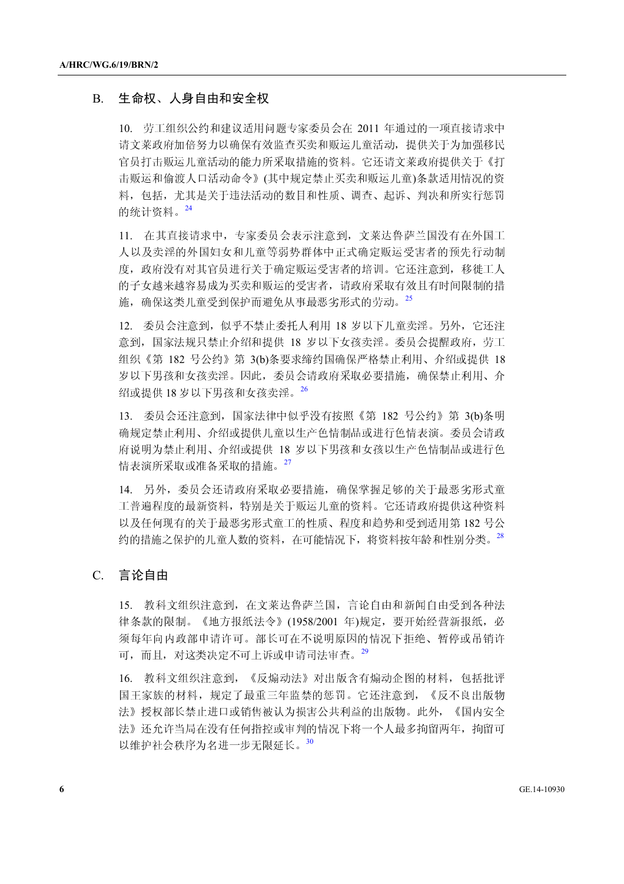## B. 生命权、人身自由和安全权

10. 劳工组织公约和建议适用问题专家委员会在 2011 年通过的一项直接请求中请文莱政府加倍努力以确保有效监查买卖和贩运儿童活动，提供关于为加强移民官员打击贩运儿童活动的能力所采取措施的资料。它还请文莱政府提供关于《打击贩运和偷渡人口活动命令》(其中规定禁止买卖和贩运儿童)条款适用情况的资料，包括，尤其是关于违法活动的数目和性质、调查、起诉、判决和所实行惩罚的统计资料。[24]

11. 在其直接请求中，专家委员会表示注意到，文莱达鲁萨兰国没有在外国工人以及卖淫的外国妇女和儿童等弱势群体中正式确定贩运受害者的预先行动制度，政府没有对其官员进行关于确定贩运受害者的培训。它还注意到，移徙工人的子女越来越容易成为买卖和贩运的受害者，请政府采取有效且有时间限制的措施，确保这类儿童受到保护而避免从事最恶劣形式的劳动。[25]

12. 委员会注意到，似乎不禁止委托人利用 18 岁以下儿童卖淫。另外，它还注意到，国家法规只禁止介绍和提供 18 岁以下女孩卖淫。委员会提醒政府，劳工组织《第 182 号公约》第 3(b)条要求缔约国确保严格禁止利用、介绍或提供 18 岁以下男孩和女孩卖淫。因此，委员会请政府采取必要措施，确保禁止利用、介绍或提供 18 岁以下男孩和女孩卖淫。[26]

13. 委员会还注意到，国家法律中似乎没有按照《第 182 号公约》第 3(b)条明确规定禁止利用、介绍或提供儿童以生产色情制品或进行色情表演。委员会请政府说明为禁止利用、介绍或提供 18 岁以下男孩和女孩以生产色情制品或进行色情表演所采取或准备采取的措施。[27]

14. 另外，委员会还请政府采取必要措施，确保掌握足够的关于最恶劣形式童工普遍程度的最新资料，特别是关于贩运儿童的资料。它还请政府提供这种资料以及任何现有的关于最恶劣形式童工的性质、程度和趋势和受到适用第 182 号公约的措施之保护的儿童人数的资料，在可能情况下，将资料按年龄和性别分类。[28]

## C. 言论自由

15. 教科文组织注意到，在文莱达鲁萨兰国，言论自由和新闻自由受到各种法律条款的限制。《地方报纸法令》(1958/2001 年)规定，要开始经营新报纸，必须每年向内政部申请许可。部长可在不说明原因的情况下拒绝、暂停或吊销许可，而且，对这类决定不可上诉或申请司法审查。[29]

16. 教科文组织注意到，《反煽动法》对出版含有煽动企图的材料，包括批评国王家族的材料，规定了最重三年监禁的惩罚。它还注意到，《反不良出版物法》授权部长禁止进口或销售被认为损害公共利益的出版物。此外，《国内安全法》还允许当局在没有任何指控或审判的情况下将一个人最多拘留两年，拘留可以维护社会秩序为名进一步无限延长。[30]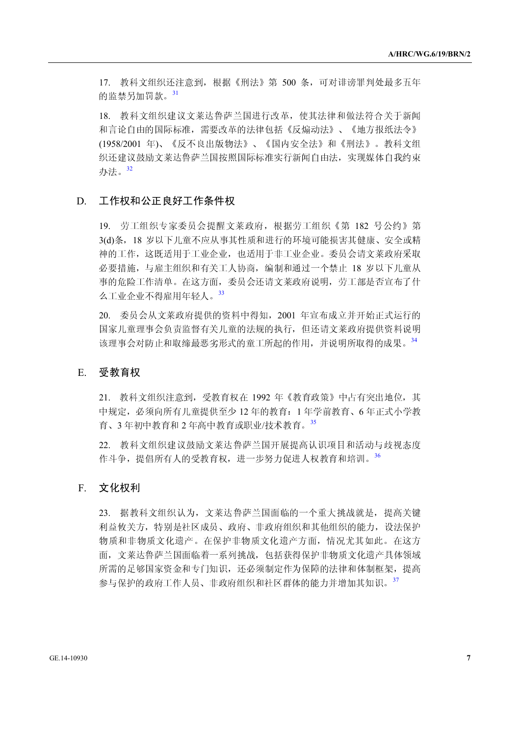17. 教科文组织还注意到，根据《刑法》第 500 条，可对诽谤罪判处最多五年的监禁另加罚款。[31]

18. 教科文组织建议文莱达鲁萨兰国进行改革，使其法律和做法符合关于新闻和言论自由的国际标准，需要改革的法律包括《反煽动法》、《地方报纸法令》(1958/2001 年)、《反不良出版物法》、《国内安全法》和《刑法》。教科文组织还建议鼓励文莱达鲁萨兰国按照国际标准实行新闻自由法，实现媒体自我约束办法。[32]

## D. 工作权和公正良好工作条件权

19. 劳工组织专家委员会提醒文莱政府，根据劳工组织《第 182 号公约》第 3(d)条，18 岁以下儿童不应从事其性质和进行的环境可能损害其健康、安全或精神的工作，这既适用于工业企业，也适用于非工业企业。委员会请文莱政府采取必要措施，与雇主组织和有关工人协商，编制和通过一个禁止 18 岁以下儿童从事的危险工作清单。在这方面，委员会还请文莱政府说明，劳工部是否宣布了什么工业企业不得雇用年轻人。[33]

20. 委员会从文莱政府提供的资料中得知，2001 年宣布成立并开始正式运行的国家儿童理事会负责监督有关儿童的法规的执行，但还请文莱政府提供资料说明该理事会对防止和取缔最恶劣形式的童工所起的作用，并说明所取得的成果。[34]

## E. 受教育权

21. 教科文组织注意到，受教育权在 1992 年《教育政策》中占有突出地位，其中规定，必须向所有儿童提供至少 12 年的教育：1 年学前教育、6 年正式小学教育、3 年初中教育和 2 年高中教育或职业/技术教育。[35]

22. 教科文组织建议鼓励文莱达鲁萨兰国开展提高认识项目和活动与歧视态度作斗争，提倡所有人的受教育权，进一步努力促进人权教育和培训。[36]

## F. 文化权利

23. 据教科文组织认为，文莱达鲁萨兰国面临的一个重大挑战就是，提高关键利益攸关方，特别是社区成员、政府、非政府组织和其他组织的能力，设法保护物质和非物质文化遗产。在保护非物质文化遗产方面，情况尤其如此。在这方面，文莱达鲁萨兰国面临着一系列挑战，包括获得保护非物质文化遗产具体领域所需的足够国家资金和专门知识，还必须制定作为保障的法律和体制框架，提高参与保护的政府工作人员、非政府组织和社区群体的能力并增加其知识。[37]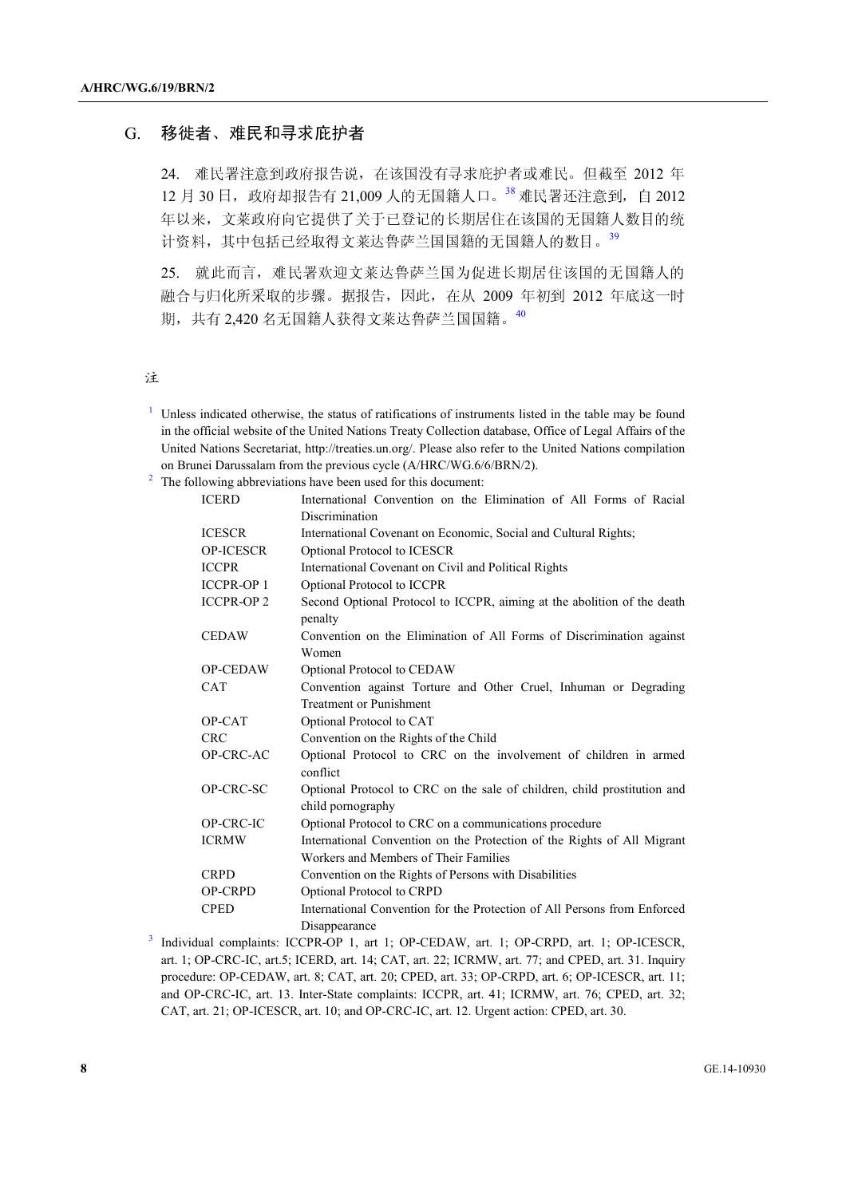## G. 移徙者、难民和寻求庇护者

24. 难民署注意到政府报告说，在该国没有寻求庇护者或难民。但截至 2012 年 12 月 30 日，政府却报告有 21,009 人的无国籍人口。[38] 难民署还注意到，自 2012 年以来，文莱政府向它提供了关于已登记的长期居住在该国的无国籍人数目的统计资料，其中包括已经取得文莱达鲁萨兰国国籍的无国籍人的数目。[39]

25. 就此而言，难民署欢迎文莱达鲁萨兰国为促进长期居住该国的无国籍人的融合与归化所采取的步骤。据报告，因此，在从 2009 年初到 2012 年底这一时期，共有 2,420 名无国籍人获得文莱达鲁萨兰国国籍。[40]

注

[1] Unless indicated otherwise, the status of ratifications of instruments listed in the table may be found in the official website of the United Nations Treaty Collection database, Office of Legal Affairs of the United Nations Secretariat, http://treaties.un.org/. Please also refer to the United Nations compilation on Brunei Darussalam from the previous cycle (A/HRC/WG.6/6/BRN/2).

[2] The following abbreviations have been used for this document:

| | |
|---|---|
| ICERD | International Convention on the Elimination of All Forms of Racial Discrimination |
| ICESCR | International Covenant on Economic, Social and Cultural Rights; |
| OP-ICESCR | Optional Protocol to ICESCR |
| ICCPR | International Covenant on Civil and Political Rights |
| ICCPR-OP 1 | Optional Protocol to ICCPR |
| ICCPR-OP 2 | Second Optional Protocol to ICCPR, aiming at the abolition of the death penalty |
| CEDAW | Convention on the Elimination of All Forms of Discrimination against Women |
| OP-CEDAW | Optional Protocol to CEDAW |
| CAT | Convention against Torture and Other Cruel, Inhuman or Degrading Treatment or Punishment |
| OP-CAT | Optional Protocol to CAT |
| CRC | Convention on the Rights of the Child |
| OP-CRC-AC | Optional Protocol to CRC on the involvement of children in armed conflict |
| OP-CRC-SC | Optional Protocol to CRC on the sale of children, child prostitution and child pornography |
| OP-CRC-IC | Optional Protocol to CRC on a communications procedure |
| ICRMW | International Convention on the Protection of the Rights of All Migrant Workers and Members of Their Families |
| CRPD | Convention on the Rights of Persons with Disabilities |
| OP-CRPD | Optional Protocol to CRPD |
| CPED | International Convention for the Protection of All Persons from Enforced Disappearance |

[3] Individual complaints: ICCPR-OP 1, art 1; OP-CEDAW, art. 1; OP-CRPD, art. 1; OP-ICESCR, art. 1; OP-CRC-IC, art.5; ICERD, art. 14; CAT, art. 22; ICRMW, art. 77; and CPED, art. 31. Inquiry procedure: OP-CEDAW, art. 8; CAT, art. 20; CPED, art. 33; OP-CRPD, art. 6; OP-ICESCR, art. 11; and OP-CRC-IC, art. 13. Inter-State complaints: ICCPR, art. 41; ICRMW, art. 76; CPED, art. 32; CAT, art. 21; OP-ICESCR, art. 10; and OP-CRC-IC, art. 12. Urgent action: CPED, art. 30.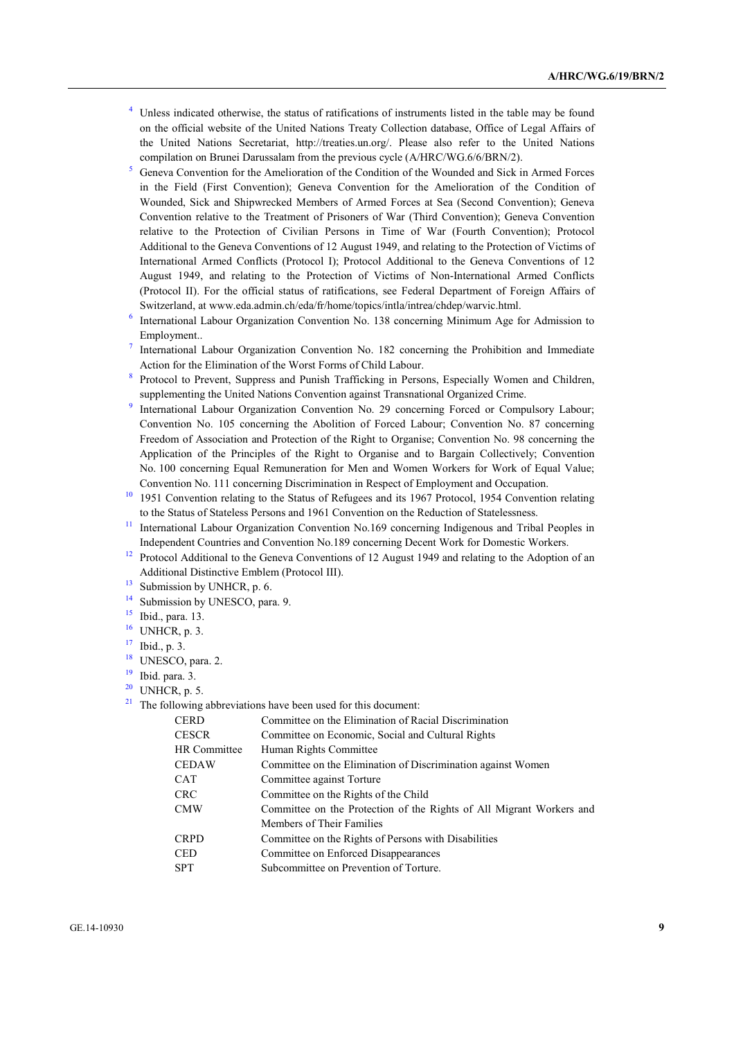[4] Unless indicated otherwise, the status of ratifications of instruments listed in the table may be found on the official website of the United Nations Treaty Collection database, Office of Legal Affairs of the United Nations Secretariat, http://treaties.un.org/. Please also refer to the United Nations compilation on Brunei Darussalam from the previous cycle (A/HRC/WG.6/6/BRN/2).

[5] Geneva Convention for the Amelioration of the Condition of the Wounded and Sick in Armed Forces in the Field (First Convention); Geneva Convention for the Amelioration of the Condition of Wounded, Sick and Shipwrecked Members of Armed Forces at Sea (Second Convention); Geneva Convention relative to the Treatment of Prisoners of War (Third Convention); Geneva Convention relative to the Protection of Civilian Persons in Time of War (Fourth Convention); Protocol Additional to the Geneva Conventions of 12 August 1949, and relating to the Protection of Victims of International Armed Conflicts (Protocol I); Protocol Additional to the Geneva Conventions of 12 August 1949, and relating to the Protection of Victims of Non-International Armed Conflicts (Protocol II). For the official status of ratifications, see Federal Department of Foreign Affairs of Switzerland, at www.eda.admin.ch/eda/fr/home/topics/intla/intrea/chdep/warvic.html.

[6] International Labour Organization Convention No. 138 concerning Minimum Age for Admission to Employment..

[7] International Labour Organization Convention No. 182 concerning the Prohibition and Immediate Action for the Elimination of the Worst Forms of Child Labour.

[8] Protocol to Prevent, Suppress and Punish Trafficking in Persons, Especially Women and Children, supplementing the United Nations Convention against Transnational Organized Crime.

[9] International Labour Organization Convention No. 29 concerning Forced or Compulsory Labour; Convention No. 105 concerning the Abolition of Forced Labour; Convention No. 87 concerning Freedom of Association and Protection of the Right to Organise; Convention No. 98 concerning the Application of the Principles of the Right to Organise and to Bargain Collectively; Convention No. 100 concerning Equal Remuneration for Men and Women Workers for Work of Equal Value; Convention No. 111 concerning Discrimination in Respect of Employment and Occupation.

[10] 1951 Convention relating to the Status of Refugees and its 1967 Protocol, 1954 Convention relating to the Status of Stateless Persons and 1961 Convention on the Reduction of Statelessness.

[11] International Labour Organization Convention No.169 concerning Indigenous and Tribal Peoples in Independent Countries and Convention No.189 concerning Decent Work for Domestic Workers.

[12] Protocol Additional to the Geneva Conventions of 12 August 1949 and relating to the Adoption of an Additional Distinctive Emblem (Protocol III).

[13] Submission by UNHCR, p. 6.

[14] Submission by UNESCO, para. 9.

[15] Ibid., para. 13.

[16] UNHCR, p. 3.

[17] Ibid., p. 3.

[18] UNESCO, para. 2.

[19] Ibid. para. 3.

[20] UNHCR, p. 5.

[21] The following abbreviations have been used for this document:

| | |
|---|---|
| CERD | Committee on the Elimination of Racial Discrimination |
| CESCR | Committee on Economic, Social and Cultural Rights |
| HR Committee | Human Rights Committee |
| CEDAW | Committee on the Elimination of Discrimination against Women |
| CAT | Committee against Torture |
| CRC | Committee on the Rights of the Child |
| CMW | Committee on the Protection of the Rights of All Migrant Workers and Members of Their Families |
| CRPD | Committee on the Rights of Persons with Disabilities |
| CED | Committee on Enforced Disappearances |
| SPT | Subcommittee on Prevention of Torture. |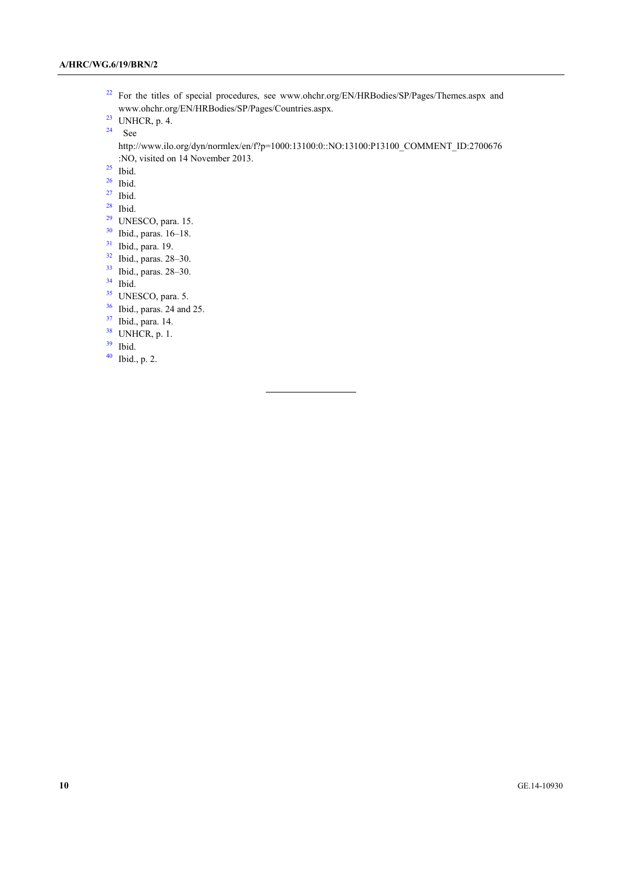[22] For the titles of special procedures, see www.ohchr.org/EN/HRBodies/SP/Pages/Themes.aspx and www.ohchr.org/EN/HRBodies/SP/Pages/Countries.aspx.

[23] UNHCR, p. 4.

[24] See http://www.ilo.org/dyn/normlex/en/f?p=1000:13100:0::NO:13100:P13100_COMMENT_ID:2700676:NO, visited on 14 November 2013.

[25] Ibid.

[26] Ibid.

[27] Ibid.

[28] Ibid.

[29] UNESCO, para. 15.

[30] Ibid., paras. 16–18.

[31] Ibid., para. 19.

[32] Ibid., paras. 28–30.

[33] Ibid., paras. 28–30.

[34] Ibid.

[35] UNESCO, para. 5.

[36] Ibid., paras. 24 and 25.

[37] Ibid., para. 14.

[38] UNHCR, p. 1.

[39] Ibid.

[40] Ibid., p. 2.